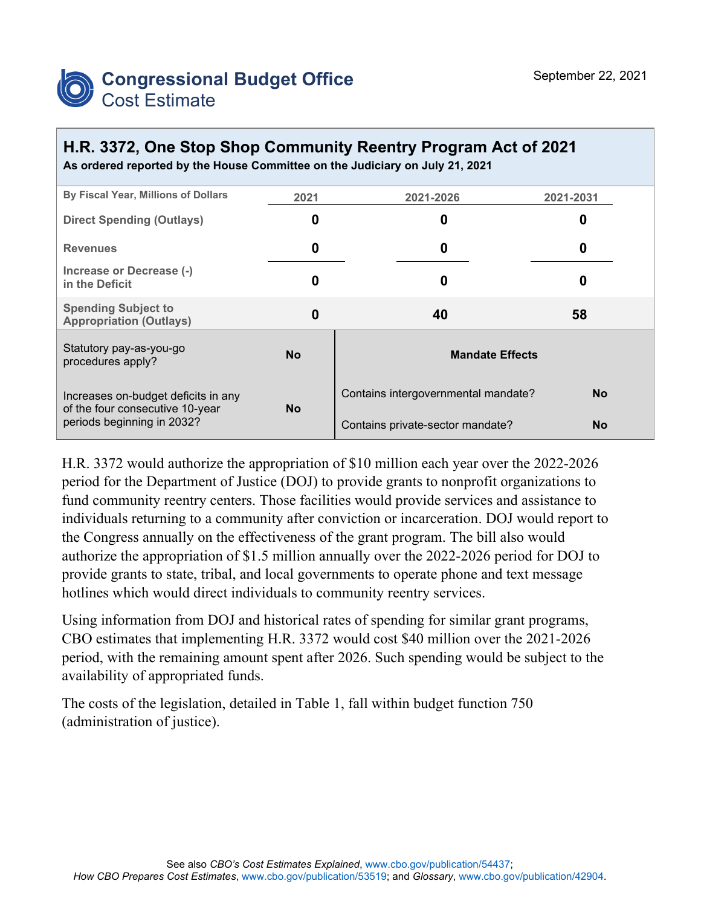# Congressional Budget Office
## Cost Estimate

September 22, 2021

## H.R. 3372, One Stop Shop Community Reentry Program Act of 2021

**As ordered reported by the House Committee on the Judiciary on July 21, 2021**

| By Fiscal Year, Millions of Dollars | 2021 | 2021-2026 | 2021-2031 |
|---|---|---|---|
| Direct Spending (Outlays) | **0** | **0** | **0** |
| Revenues | **0** | **0** | **0** |
| Increase or Decrease (-) in the Deficit | **0** | **0** | **0** |
| Spending Subject to Appropriation (Outlays) | **0** | **40** | **58** |

| | | | |
|---|---|---|---|
| Statutory pay-as-you-go procedures apply? | **No** | **Mandate Effects** | |
| Increases on-budget deficits in any of the four consecutive 10-year periods beginning in 2032? | **No** | Contains intergovernmental mandate? | **No** |
| | | Contains private-sector mandate? | **No** |

H.R. 3372 would authorize the appropriation of $10 million each year over the 2022-2026 period for the Department of Justice (DOJ) to provide grants to nonprofit organizations to fund community reentry centers. Those facilities would provide services and assistance to individuals returning to a community after conviction or incarceration. DOJ would report to the Congress annually on the effectiveness of the grant program. The bill also would authorize the appropriation of $1.5 million annually over the 2022-2026 period for DOJ to provide grants to state, tribal, and local governments to operate phone and text message hotlines which would direct individuals to community reentry services.

Using information from DOJ and historical rates of spending for similar grant programs, CBO estimates that implementing H.R. 3372 would cost $40 million over the 2021-2026 period, with the remaining amount spent after 2026. Such spending would be subject to the availability of appropriated funds.

The costs of the legislation, detailed in Table 1, fall within budget function 750 (administration of justice).

See also *CBO's Cost Estimates Explained*, www.cbo.gov/publication/54437; *How CBO Prepares Cost Estimates*, www.cbo.gov/publication/53519; and *Glossary*, www.cbo.gov/publication/42904.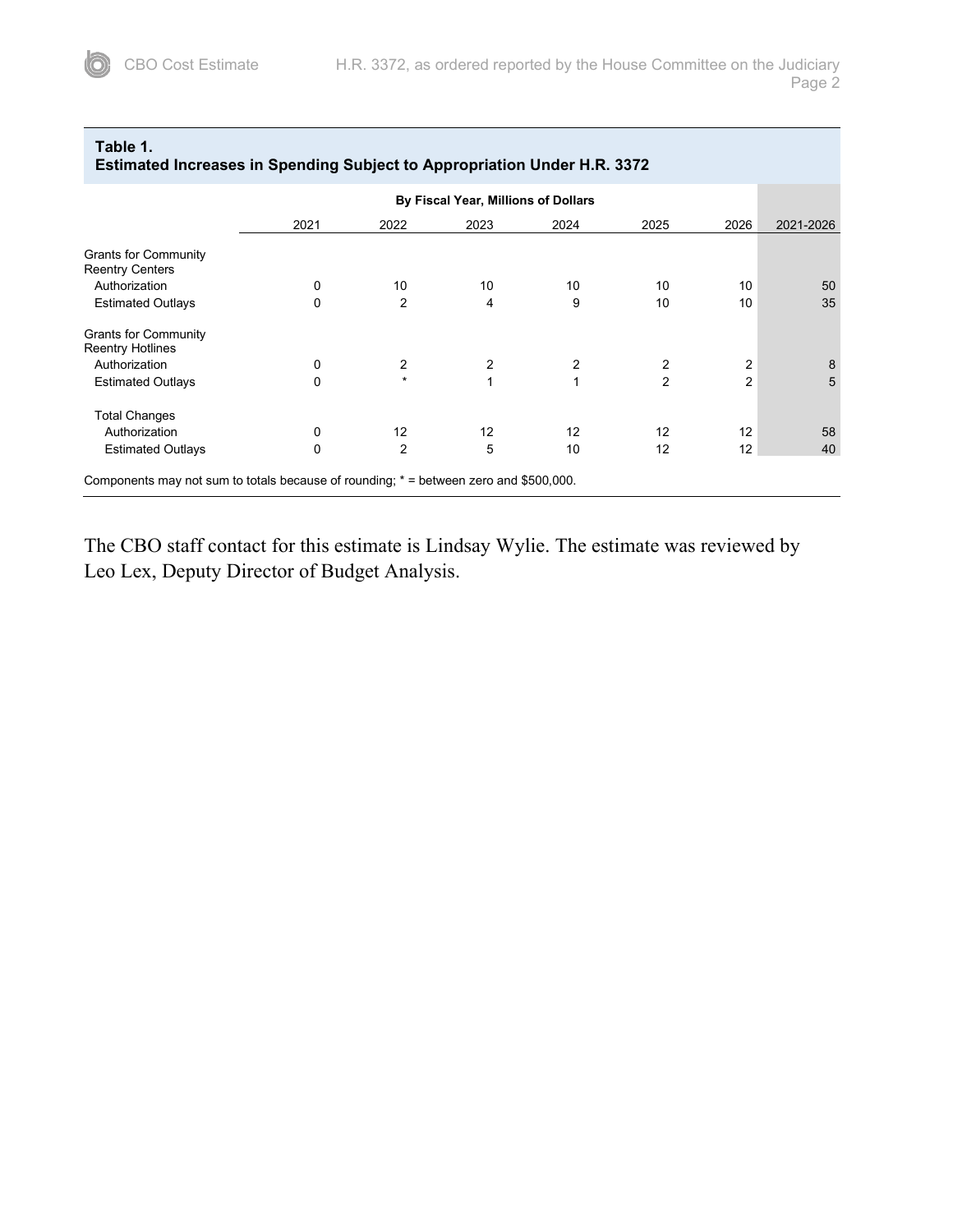**Table 1.**
**Estimated Increases in Spending Subject to Appropriation Under H.R. 3372**

| | By Fiscal Year, Millions of Dollars | | | | | | |
|---|---|---|---|---|---|---|---|
| | 2021 | 2022 | 2023 | 2024 | 2025 | 2026 | 2021-2026 |
| **Grants for Community Reentry Centers** | | | | | | | |
| Authorization | 0 | 10 | 10 | 10 | 10 | 10 | 50 |
| Estimated Outlays | 0 | 2 | 4 | 9 | 10 | 10 | 35 |
| **Grants for Community Reentry Hotlines** | | | | | | | |
| Authorization | 0 | 2 | 2 | 2 | 2 | 2 | 8 |
| Estimated Outlays | 0 | * | 1 | 1 | 2 | 2 | 5 |
| **Total Changes** | | | | | | | |
| Authorization | 0 | 12 | 12 | 12 | 12 | 12 | 58 |
| Estimated Outlays | 0 | 2 | 5 | 10 | 12 | 12 | 40 |

Components may not sum to totals because of rounding; * = between zero and $500,000.

The CBO staff contact for this estimate is Lindsay Wylie. The estimate was reviewed by Leo Lex, Deputy Director of Budget Analysis.